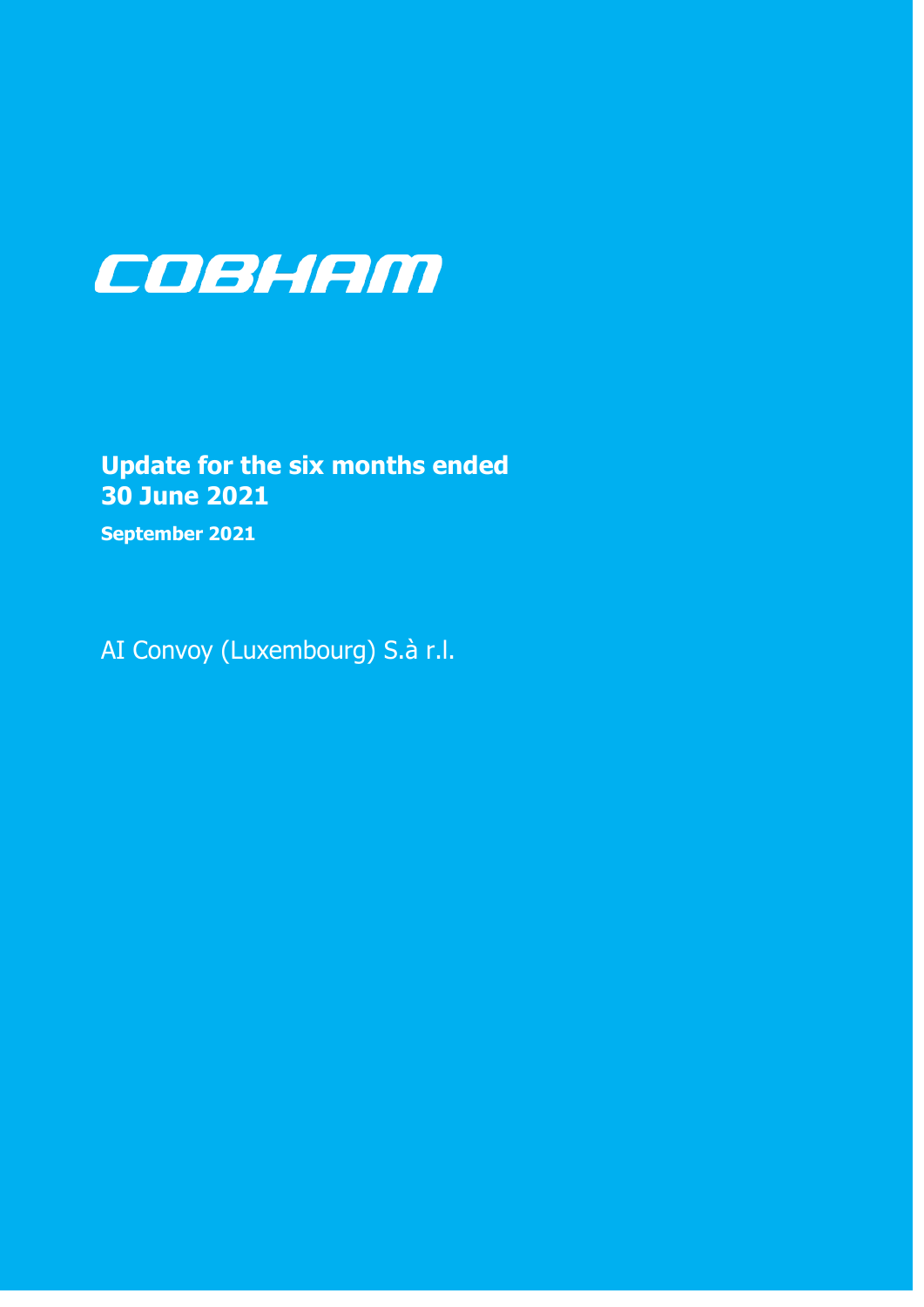# COBHAM

## Update for the six months ended 30 June 2021

**September 2021**

AI Convoy (Luxembourg) S.à r.l.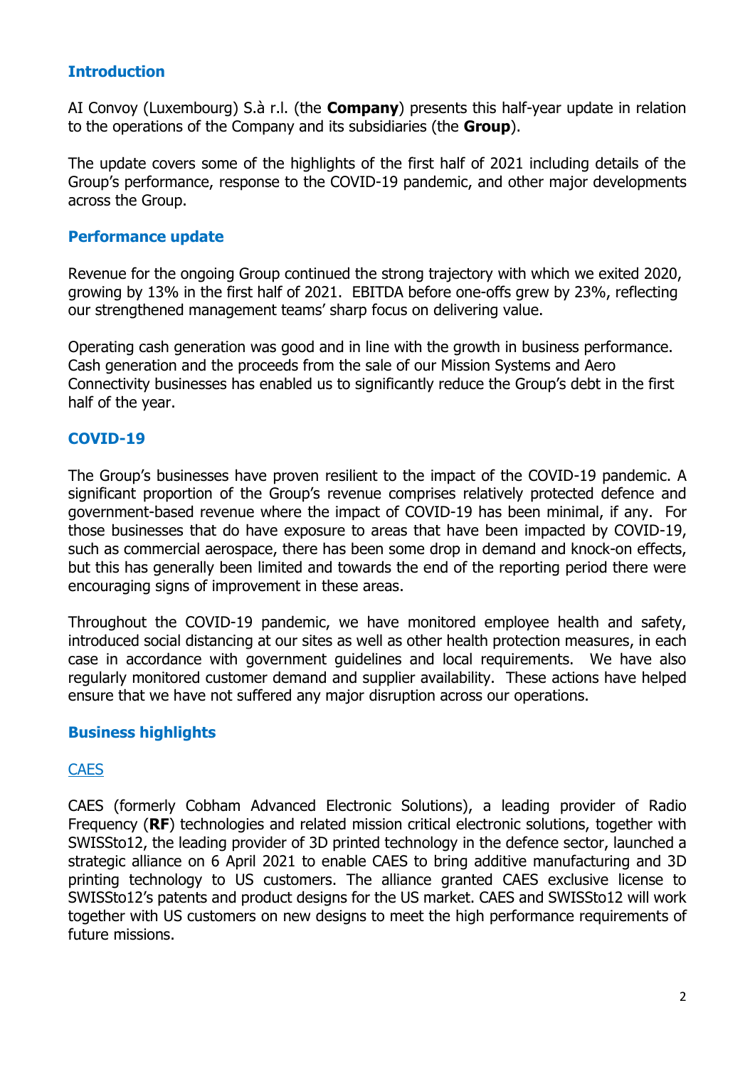## Introduction

AI Convoy (Luxembourg) S.à r.l. (the **Company**) presents this half-year update in relation to the operations of the Company and its subsidiaries (the **Group**).

The update covers some of the highlights of the first half of 2021 including details of the Group's performance, response to the COVID-19 pandemic, and other major developments across the Group.

## Performance update

Revenue for the ongoing Group continued the strong trajectory with which we exited 2020, growing by 13% in the first half of 2021. EBITDA before one-offs grew by 23%, reflecting our strengthened management teams' sharp focus on delivering value.

Operating cash generation was good and in line with the growth in business performance. Cash generation and the proceeds from the sale of our Mission Systems and Aero Connectivity businesses has enabled us to significantly reduce the Group's debt in the first half of the year.

## COVID-19

The Group's businesses have proven resilient to the impact of the COVID-19 pandemic. A significant proportion of the Group's revenue comprises relatively protected defence and government-based revenue where the impact of COVID-19 has been minimal, if any. For those businesses that do have exposure to areas that have been impacted by COVID-19, such as commercial aerospace, there has been some drop in demand and knock-on effects, but this has generally been limited and towards the end of the reporting period there were encouraging signs of improvement in these areas.

Throughout the COVID-19 pandemic, we have monitored employee health and safety, introduced social distancing at our sites as well as other health protection measures, in each case in accordance with government guidelines and local requirements. We have also regularly monitored customer demand and supplier availability. These actions have helped ensure that we have not suffered any major disruption across our operations.

## Business highlights

### CAES

CAES (formerly Cobham Advanced Electronic Solutions), a leading provider of Radio Frequency (**RF**) technologies and related mission critical electronic solutions, together with SWISSto12, the leading provider of 3D printed technology in the defence sector, launched a strategic alliance on 6 April 2021 to enable CAES to bring additive manufacturing and 3D printing technology to US customers. The alliance granted CAES exclusive license to SWISSto12's patents and product designs for the US market. CAES and SWISSto12 will work together with US customers on new designs to meet the high performance requirements of future missions.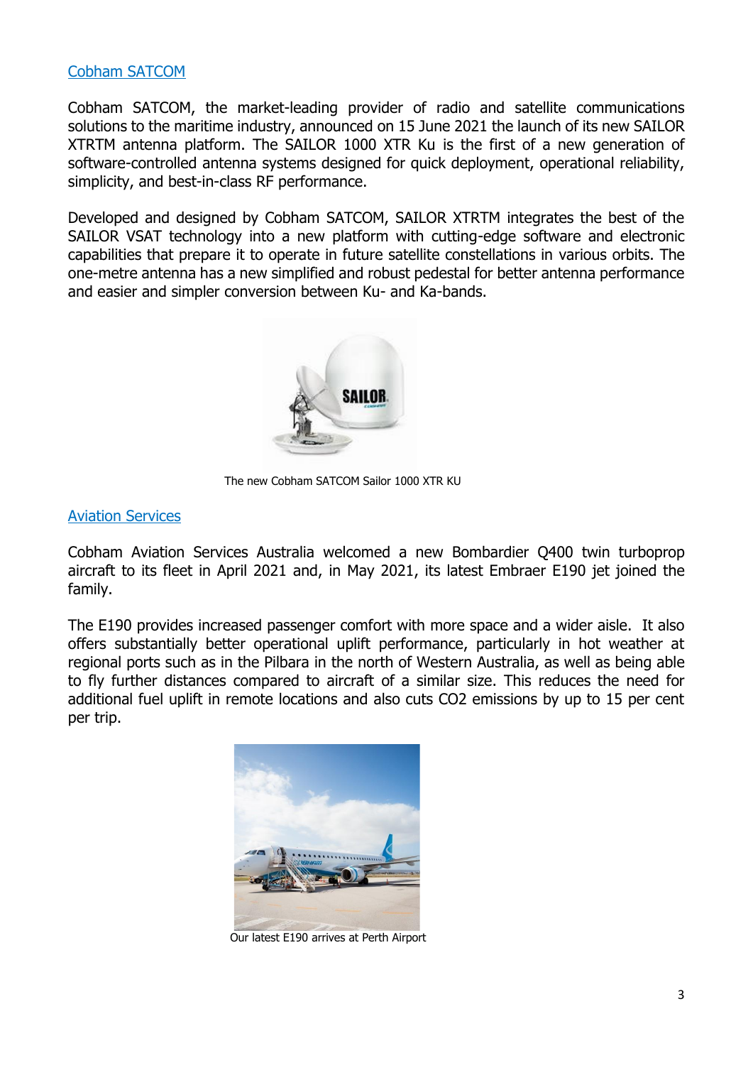## Cobham SATCOM

Cobham SATCOM, the market-leading provider of radio and satellite communications solutions to the maritime industry, announced on 15 June 2021 the launch of its new SAILOR XTRTM antenna platform. The SAILOR 1000 XTR Ku is the first of a new generation of software-controlled antenna systems designed for quick deployment, operational reliability, simplicity, and best-in-class RF performance.

Developed and designed by Cobham SATCOM, SAILOR XTRTM integrates the best of the SAILOR VSAT technology into a new platform with cutting-edge software and electronic capabilities that prepare it to operate in future satellite constellations in various orbits. The one-metre antenna has a new simplified and robust pedestal for better antenna performance and easier and simpler conversion between Ku- and Ka-bands.

The new Cobham SATCOM Sailor 1000 XTR KU

## Aviation Services

Cobham Aviation Services Australia welcomed a new Bombardier Q400 twin turboprop aircraft to its fleet in April 2021 and, in May 2021, its latest Embraer E190 jet joined the family.

The E190 provides increased passenger comfort with more space and a wider aisle. It also offers substantially better operational uplift performance, particularly in hot weather at regional ports such as in the Pilbara in the north of Western Australia, as well as being able to fly further distances compared to aircraft of a similar size. This reduces the need for additional fuel uplift in remote locations and also cuts $CO_2$ emissions by up to 15 per cent per trip.

Our latest E190 arrives at Perth Airport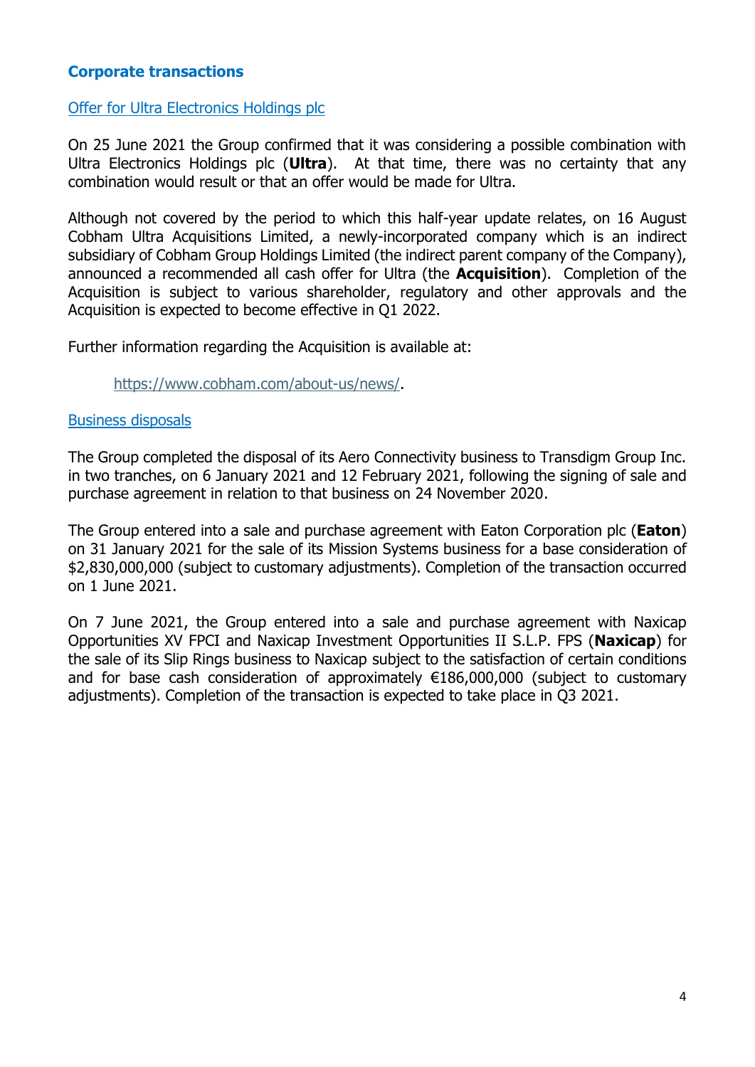## Corporate transactions

### Offer for Ultra Electronics Holdings plc

On 25 June 2021 the Group confirmed that it was considering a possible combination with Ultra Electronics Holdings plc (**Ultra**). At that time, there was no certainty that any combination would result or that an offer would be made for Ultra.

Although not covered by the period to which this half-year update relates, on 16 August Cobham Ultra Acquisitions Limited, a newly-incorporated company which is an indirect subsidiary of Cobham Group Holdings Limited (the indirect parent company of the Company), announced a recommended all cash offer for Ultra (the **Acquisition**). Completion of the Acquisition is subject to various shareholder, regulatory and other approvals and the Acquisition is expected to become effective in Q1 2022.

Further information regarding the Acquisition is available at:

https://www.cobham.com/about-us/news/.

### Business disposals

The Group completed the disposal of its Aero Connectivity business to Transdigm Group Inc. in two tranches, on 6 January 2021 and 12 February 2021, following the signing of sale and purchase agreement in relation to that business on 24 November 2020.

The Group entered into a sale and purchase agreement with Eaton Corporation plc (**Eaton**) on 31 January 2021 for the sale of its Mission Systems business for a base consideration of $2,830,000,000 (subject to customary adjustments). Completion of the transaction occurred on 1 June 2021.

On 7 June 2021, the Group entered into a sale and purchase agreement with Naxicap Opportunities XV FPCI and Naxicap Investment Opportunities II S.L.P. FPS (**Naxicap**) for the sale of its Slip Rings business to Naxicap subject to the satisfaction of certain conditions and for base cash consideration of approximately €186,000,000 (subject to customary adjustments). Completion of the transaction is expected to take place in Q3 2021.